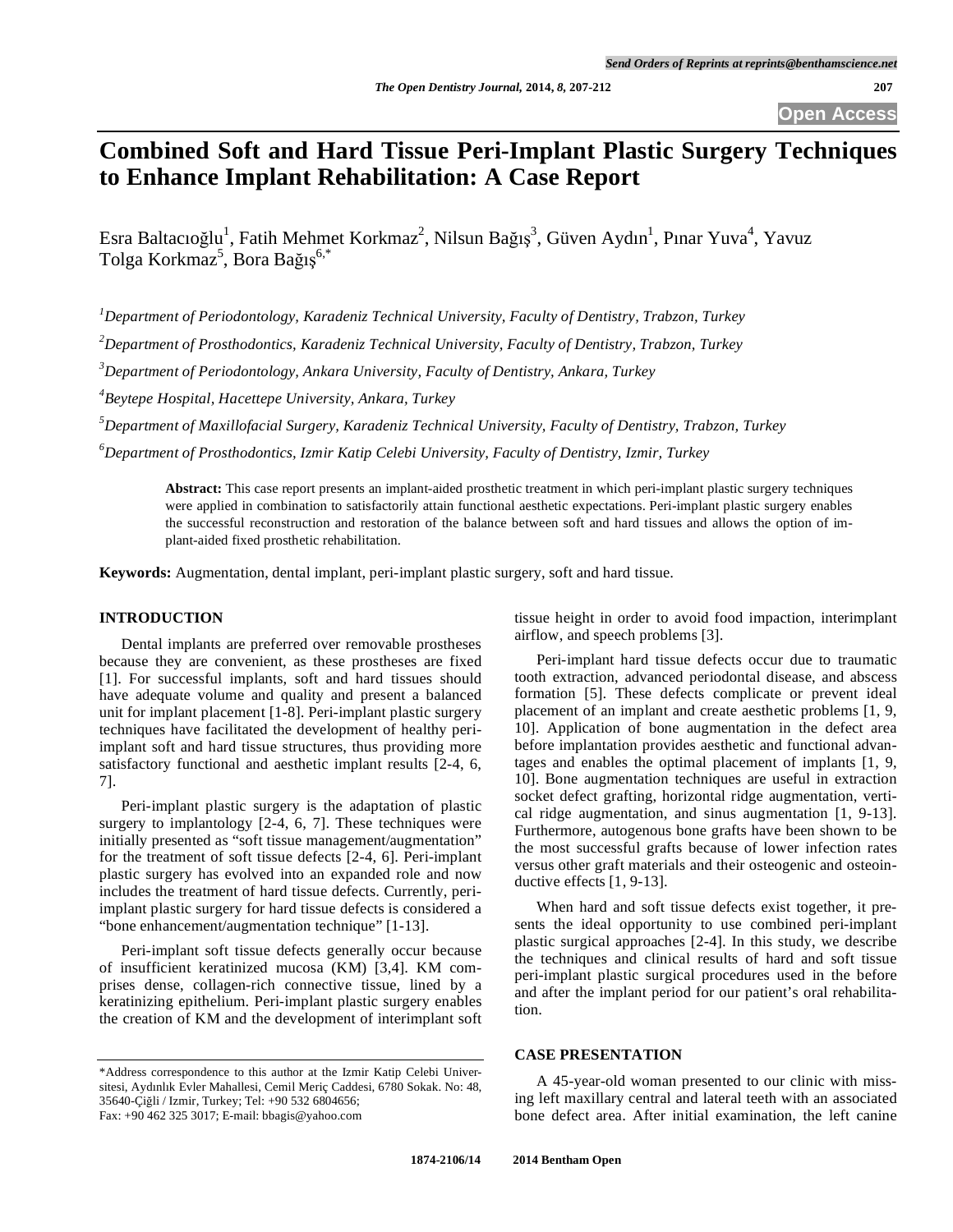# Combined Soft and Hard Tissue Peri-Implant Plastic Surgery Techniques to Enhance Implant Rehabilitation: A Case Report

Esra Baltacıoğlu[1], Fatih Mehmet Korkmaz[2], Nilsun Bağış[3], Güven Aydın[1], Pınar Yuva[4], Yavuz Tolga Korkmaz[5], Bora Bağış[6,*]

[1]*Department of Periodontology, Karadeniz Technical University, Faculty of Dentistry, Trabzon, Turkey*

[2]*Department of Prosthodontics, Karadeniz Technical University, Faculty of Dentistry, Trabzon, Turkey*

[3]*Department of Periodontology, Ankara University, Faculty of Dentistry, Ankara, Turkey*

[4]*Beytepe Hospital, Hacettepe University, Ankara, Turkey*

[5]*Department of Maxillofacial Surgery, Karadeniz Technical University, Faculty of Dentistry, Trabzon, Turkey*

[6]*Department of Prosthodontics, Izmir Katip Celebi University, Faculty of Dentistry, Izmir, Turkey*

**Abstract:** This case report presents an implant-aided prosthetic treatment in which peri-implant plastic surgery techniques were applied in combination to satisfactorily attain functional aesthetic expectations. Peri-implant plastic surgery enables the successful reconstruction and restoration of the balance between soft and hard tissues and allows the option of implant-aided fixed prosthetic rehabilitation.

**Keywords:** Augmentation, dental implant, peri-implant plastic surgery, soft and hard tissue.

## INTRODUCTION

Dental implants are preferred over removable prostheses because they are convenient, as these prostheses are fixed [1]. For successful implants, soft and hard tissues should have adequate volume and quality and present a balanced unit for implant placement [1-8]. Peri-implant plastic surgery techniques have facilitated the development of healthy peri-implant soft and hard tissue structures, thus providing more satisfactory functional and aesthetic implant results [2-4, 6, 7].

Peri-implant plastic surgery is the adaptation of plastic surgery to implantology [2-4, 6, 7]. These techniques were initially presented as "soft tissue management/augmentation" for the treatment of soft tissue defects [2-4, 6]. Peri-implant plastic surgery has evolved into an expanded role and now includes the treatment of hard tissue defects. Currently, peri-implant plastic surgery for hard tissue defects is considered a "bone enhancement/augmentation technique" [1-13].

Peri-implant soft tissue defects generally occur because of insufficient keratinized mucosa (KM) [3,4]. KM comprises dense, collagen-rich connective tissue, lined by a keratinizing epithelium. Peri-implant plastic surgery enables the creation of KM and the development of interimplant soft tissue height in order to avoid food impaction, interimplant airflow, and speech problems [3].

Peri-implant hard tissue defects occur due to traumatic tooth extraction, advanced periodontal disease, and abscess formation [5]. These defects complicate or prevent ideal placement of an implant and create aesthetic problems [1, 9, 10]. Application of bone augmentation in the defect area before implantation provides aesthetic and functional advantages and enables the optimal placement of implants [1, 9, 10]. Bone augmentation techniques are useful in extraction socket defect grafting, horizontal ridge augmentation, vertical ridge augmentation, and sinus augmentation [1, 9-13]. Furthermore, autogenous bone grafts have been shown to be the most successful grafts because of lower infection rates versus other graft materials and their osteogenic and osteoinductive effects [1, 9-13].

When hard and soft tissue defects exist together, it presents the ideal opportunity to use combined peri-implant plastic surgical approaches [2-4]. In this study, we describe the techniques and clinical results of hard and soft tissue peri-implant plastic surgical procedures used in the before and after the implant period for our patient's oral rehabilitation.

## CASE PRESENTATION

A 45-year-old woman presented to our clinic with missing left maxillary central and lateral teeth with an associated bone defect area. After initial examination, the left canine

*Address correspondence to this author at the Izmir Katip Celebi University, Aydınlık Evler Mahallesi, Cemil Meriç Caddesi, 6780 Sokak. No: 48, 35640-Çiğli / Izmir, Turkey; Tel: +90 532 6804656; Fax: +90 462 325 3017; E-mail: bbagis@yahoo.com

1874-2106/14 2014 Bentham Open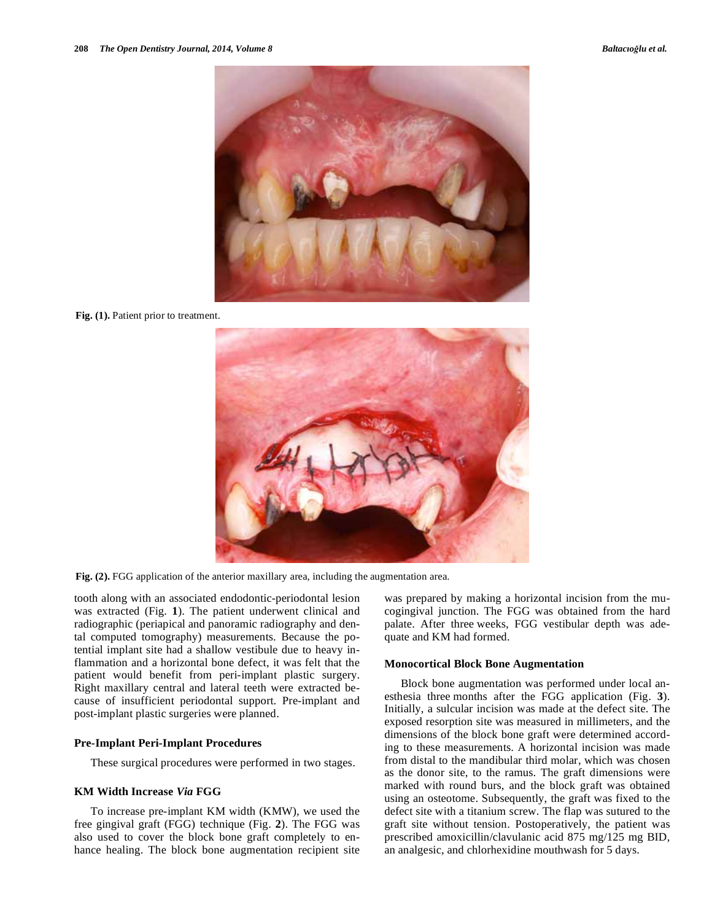Fig. (1). Patient prior to treatment.

Fig. (2). FGG application of the anterior maxillary area, including the augmentation area.

tooth along with an associated endodontic-periodontal lesion was extracted (Fig. 1). The patient underwent clinical and radiographic (periapical and panoramic radiography and dental computed tomography) measurements. Because the potential implant site had a shallow vestibule due to heavy inflammation and a horizontal bone defect, it was felt that the patient would benefit from peri-implant plastic surgery. Right maxillary central and lateral teeth were extracted because of insufficient periodontal support. Pre-implant and post-implant plastic surgeries were planned.

### Pre-Implant Peri-Implant Procedures

These surgical procedures were performed in two stages.

### KM Width Increase *Via* FGG

To increase pre-implant KM width (KMW), we used the free gingival graft (FGG) technique (Fig. 2). The FGG was also used to cover the block bone graft completely to enhance healing. The block bone augmentation recipient site was prepared by making a horizontal incision from the mucogingival junction. The FGG was obtained from the hard palate. After three weeks, FGG vestibular depth was adequate and KM had formed.

### Monocortical Block Bone Augmentation

Block bone augmentation was performed under local anesthesia three months after the FGG application (Fig. 3). Initially, a sulcular incision was made at the defect site. The exposed resorption site was measured in millimeters, and the dimensions of the block bone graft were determined according to these measurements. A horizontal incision was made from distal to the mandibular third molar, which was chosen as the donor site, to the ramus. The graft dimensions were marked with round burs, and the block graft was obtained using an osteotome. Subsequently, the graft was fixed to the defect site with a titanium screw. The flap was sutured to the graft site without tension. Postoperatively, the patient was prescribed amoxicillin/clavulanic acid 875 mg/125 mg BID, an analgesic, and chlorhexidine mouthwash for 5 days.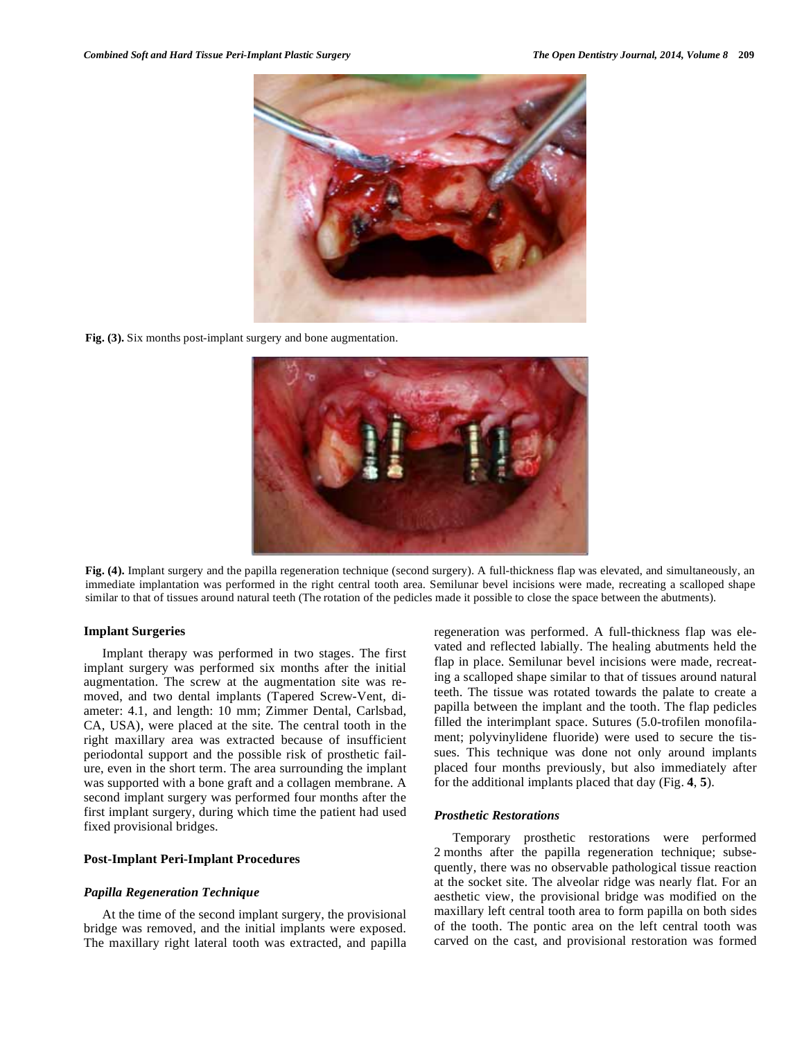**Fig. (3).** Six months post-implant surgery and bone augmentation.

**Fig. (4).** Implant surgery and the papilla regeneration technique (second surgery). A full-thickness flap was elevated, and simultaneously, an immediate implantation was performed in the right central tooth area. Semilunar bevel incisions were made, recreating a scalloped shape similar to that of tissues around natural teeth (The rotation of the pedicles made it possible to close the space between the abutments).

### Implant Surgeries

Implant therapy was performed in two stages. The first implant surgery was performed six months after the initial augmentation. The screw at the augmentation site was removed, and two dental implants (Tapered Screw-Vent, diameter: 4.1, and length: 10 mm; Zimmer Dental, Carlsbad, CA, USA), were placed at the site. The central tooth in the right maxillary area was extracted because of insufficient periodontal support and the possible risk of prosthetic failure, even in the short term. The area surrounding the implant was supported with a bone graft and a collagen membrane. A second implant surgery was performed four months after the first implant surgery, during which time the patient had used fixed provisional bridges.

### Post-Implant Peri-Implant Procedures

#### *Papilla Regeneration Technique*

At the time of the second implant surgery, the provisional bridge was removed, and the initial implants were exposed. The maxillary right lateral tooth was extracted, and papilla regeneration was performed. A full-thickness flap was elevated and reflected labially. The healing abutments held the flap in place. Semilunar bevel incisions were made, recreating a scalloped shape similar to that of tissues around natural teeth. The tissue was rotated towards the palate to create a papilla between the implant and the tooth. The flap pedicles filled the interimplant space. Sutures (5.0-trofilen monofilament; polyvinylidene fluoride) were used to secure the tissues. This technique was done not only around implants placed four months previously, but also immediately after for the additional implants placed that day (Fig. **4**, **5**).

#### *Prosthetic Restorations*

Temporary prosthetic restorations were performed 2 months after the papilla regeneration technique; subsequently, there was no observable pathological tissue reaction at the socket site. The alveolar ridge was nearly flat. For an aesthetic view, the provisional bridge was modified on the maxillary left central tooth area to form papilla on both sides of the tooth. The pontic area on the left central tooth was carved on the cast, and provisional restoration was formed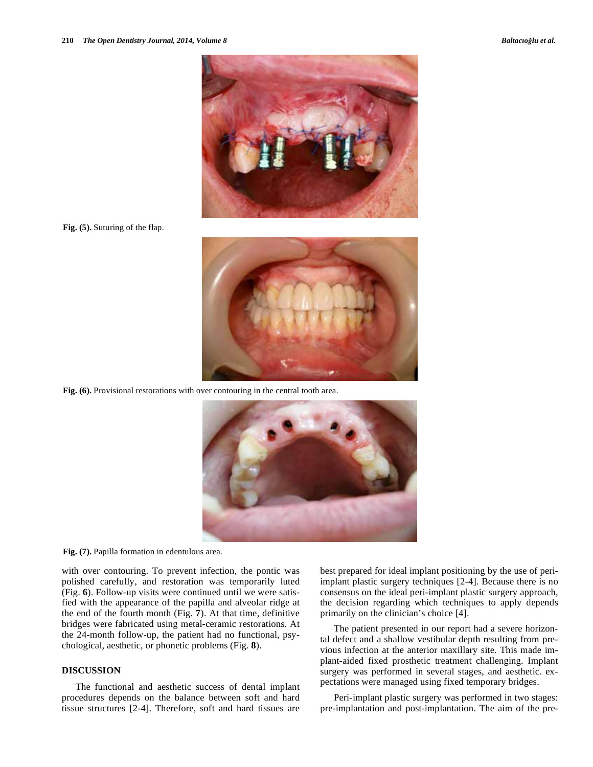Fig. (5). Suturing of the flap.

Fig. (6). Provisional restorations with over contouring in the central tooth area.

Fig. (7). Papilla formation in edentulous area.

with over contouring. To prevent infection, the pontic was polished carefully, and restoration was temporarily luted (Fig. **6**). Follow-up visits were continued until we were satisfied with the appearance of the papilla and alveolar ridge at the end of the fourth month (Fig. **7**). At that time, definitive bridges were fabricated using metal-ceramic restorations. At the 24-month follow-up, the patient had no functional, psychological, aesthetic, or phonetic problems (Fig. **8**).

## DISCUSSION

The functional and aesthetic success of dental implant procedures depends on the balance between soft and hard tissue structures [2-4]. Therefore, soft and hard tissues are best prepared for ideal implant positioning by the use of peri-implant plastic surgery techniques [2-4]. Because there is no consensus on the ideal peri-implant plastic surgery approach, the decision regarding which techniques to apply depends primarily on the clinician's choice [4].

The patient presented in our report had a severe horizontal defect and a shallow vestibular depth resulting from previous infection at the anterior maxillary site. This made implant-aided fixed prosthetic treatment challenging. Implant surgery was performed in several stages, and aesthetic. expectations were managed using fixed temporary bridges.

Peri-implant plastic surgery was performed in two stages: pre-implantation and post-implantation. The aim of the pre-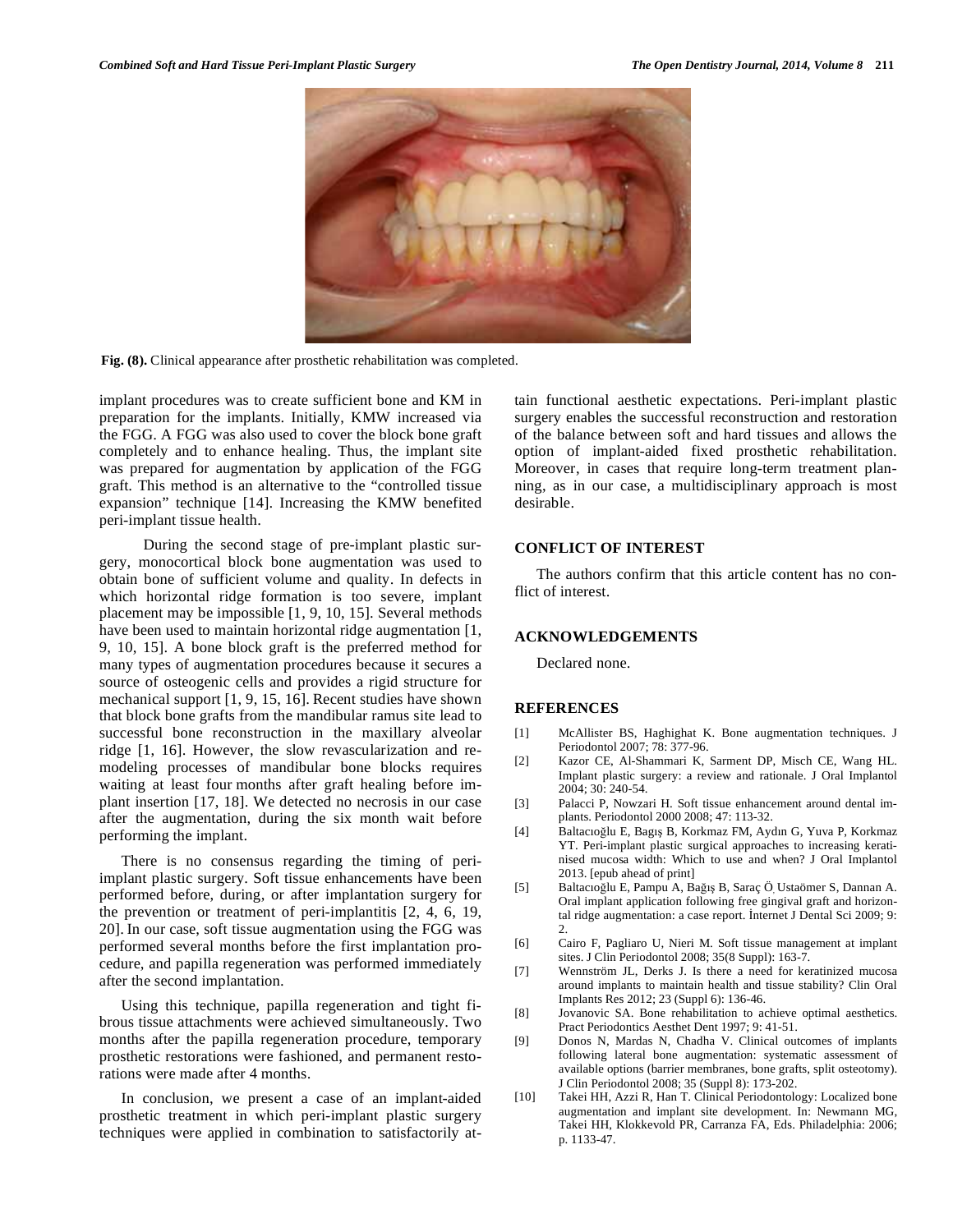Fig. (8). Clinical appearance after prosthetic rehabilitation was completed.

implant procedures was to create sufficient bone and KM in preparation for the implants. Initially, KMW increased via the FGG. A FGG was also used to cover the block bone graft completely and to enhance healing. Thus, the implant site was prepared for augmentation by application of the FGG graft. This method is an alternative to the "controlled tissue expansion" technique [14]. Increasing the KMW benefited peri-implant tissue health.

During the second stage of pre-implant plastic surgery, monocortical block bone augmentation was used to obtain bone of sufficient volume and quality. In defects in which horizontal ridge formation is too severe, implant placement may be impossible [1, 9, 10, 15]. Several methods have been used to maintain horizontal ridge augmentation [1, 9, 10, 15]. A bone block graft is the preferred method for many types of augmentation procedures because it secures a source of osteogenic cells and provides a rigid structure for mechanical support [1, 9, 15, 16]. Recent studies have shown that block bone grafts from the mandibular ramus site lead to successful bone reconstruction in the maxillary alveolar ridge [1, 16]. However, the slow revascularization and remodeling processes of mandibular bone blocks requires waiting at least four months after graft healing before implant insertion [17, 18]. We detected no necrosis in our case after the augmentation, during the six month wait before performing the implant.

There is no consensus regarding the timing of peri-implant plastic surgery. Soft tissue enhancements have been performed before, during, or after implantation surgery for the prevention or treatment of peri-implantitis [2, 4, 6, 19, 20]. In our case, soft tissue augmentation using the FGG was performed several months before the first implantation procedure, and papilla regeneration was performed immediately after the second implantation.

Using this technique, papilla regeneration and tight fibrous tissue attachments were achieved simultaneously. Two months after the papilla regeneration procedure, temporary prosthetic restorations were fashioned, and permanent restorations were made after 4 months.

In conclusion, we present a case of an implant-aided prosthetic treatment in which peri-implant plastic surgery techniques were applied in combination to satisfactorily attain functional aesthetic expectations. Peri-implant plastic surgery enables the successful reconstruction and restoration of the balance between soft and hard tissues and allows the option of implant-aided fixed prosthetic rehabilitation. Moreover, in cases that require long-term treatment planning, as in our case, a multidisciplinary approach is most desirable.

## CONFLICT OF INTEREST

The authors confirm that this article content has no conflict of interest.

## ACKNOWLEDGEMENTS

Declared none.

## REFERENCES

[1] McAllister BS, Haghighat K. Bone augmentation techniques. J Periodontol 2007; 78: 377-96.

[2] Kazor CE, Al-Shammari K, Sarment DP, Misch CE, Wang HL. Implant plastic surgery: a review and rationale. J Oral Implantol 2004; 30: 240-54.

[3] Palacci P, Nowzari H. Soft tissue enhancement around dental implants. Periodontol 2000 2008; 47: 113-32.

[4] Baltacıoğlu E, Bagış B, Korkmaz FM, Aydın G, Yuva P, Korkmaz YT. Peri-implant plastic surgical approaches to increasing keratinised mucosa width: Which to use and when? J Oral Implantol 2013. [epub ahead of print]

[5] Baltacıoğlu E, Pampu A, Bağış B, Saraç Ö, Ustaömer S, Dannan A. Oral implant application following free gingival graft and horizontal ridge augmentation: a case report. İnternet J Dental Sci 2009; 9: 2.

[6] Cairo F, Pagliaro U, Nieri M. Soft tissue management at implant sites. J Clin Periodontol 2008; 35(8 Suppl): 163-7.

[7] Wennström JL, Derks J. Is there a need for keratinized mucosa around implants to maintain health and tissue stability? Clin Oral Implants Res 2012; 23 (Suppl 6): 136-46.

[8] Jovanovic SA. Bone rehabilitation to achieve optimal aesthetics. Pract Periodontics Aesthet Dent 1997; 9: 41-51.

[9] Donos N, Mardas N, Chadha V. Clinical outcomes of implants following lateral bone augmentation: systematic assessment of available options (barrier membranes, bone grafts, split osteotomy). J Clin Periodontol 2008; 35 (Suppl 8): 173-202.

[10] Takei HH, Azzi R, Han T. Clinical Periodontology: Localized bone augmentation and implant site development. In: Newmann MG, Takei HH, Klokkevold PR, Carranza FA, Eds. Philadelphia: 2006; p. 1133-47.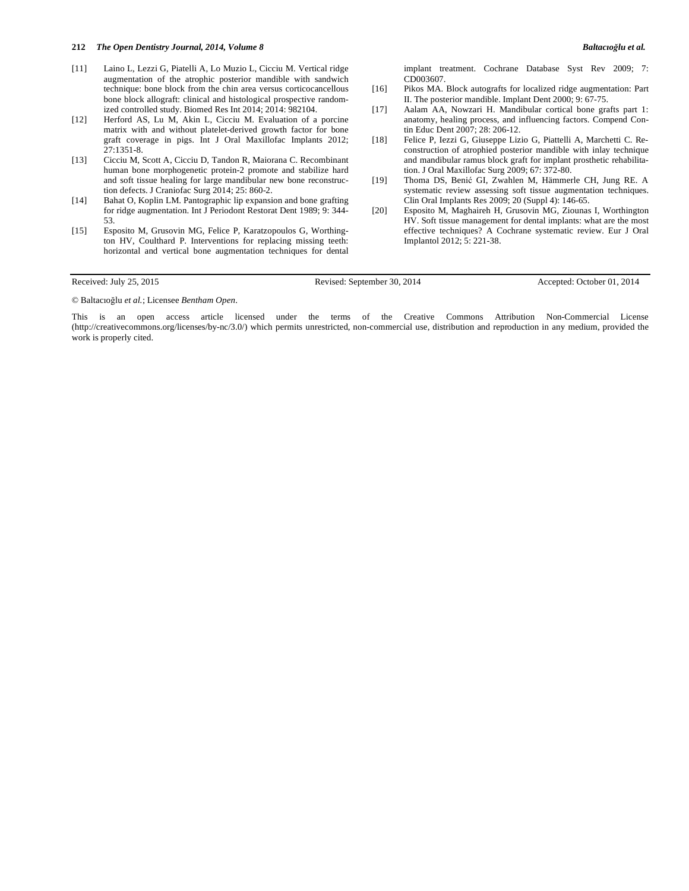[11] Laino L, Lezzi G, Piatelli A, Lo Muzio L, Cicciu M. Vertical ridge augmentation of the atrophic posterior mandible with sandwich technique: bone block from the chin area versus corticocancellous bone block allograft: clinical and histological prospective randomized controlled study. Biomed Res Int 2014; 2014: 982104.

[12] Herford AS, Lu M, Akin L, Cicciu M. Evaluation of a porcine matrix with and without platelet-derived growth factor for bone graft coverage in pigs. Int J Oral Maxillofac Implants 2012; 27:1351-8.

[13] Cicciu M, Scott A, Cicciu D, Tandon R, Maiorana C. Recombinant human bone morphogenetic protein-2 promote and stabilize hard and soft tissue healing for large mandibular new bone reconstruction defects. J Craniofac Surg 2014; 25: 860-2.

[14] Bahat O, Koplin LM. Pantographic lip expansion and bone grafting for ridge augmentation. Int J Periodont Restorat Dent 1989; 9: 344-53.

[15] Esposito M, Grusovin MG, Felice P, Karatzopoulos G, Worthington HV, Coulthard P. Interventions for replacing missing teeth: horizontal and vertical bone augmentation techniques for dental implant treatment. Cochrane Database Syst Rev 2009; 7: CD003607.

[16] Pikos MA. Block autografts for localized ridge augmentation: Part II. The posterior mandible. Implant Dent 2000; 9: 67-75.

[17] Aalam AA, Nowzari H. Mandibular cortical bone grafts part 1: anatomy, healing process, and influencing factors. Compend Contin Educ Dent 2007; 28: 206-12.

[18] Felice P, Iezzi G, Giuseppe Lizio G, Piattelli A, Marchetti C. Reconstruction of atrophied posterior mandible with inlay technique and mandibular ramus block graft for implant prosthetic rehabilitation. J Oral Maxillofac Surg 2009; 67: 372-80.

[19] Thoma DS, Benić GI, Zwahlen M, Hämmerle CH, Jung RE. A systematic review assessing soft tissue augmentation techniques. Clin Oral Implants Res 2009; 20 (Suppl 4): 146-65.

[20] Esposito M, Maghaireh H, Grusovin MG, Ziounas I, Worthington HV. Soft tissue management for dental implants: what are the most effective techniques? A Cochrane systematic review. Eur J Oral Implantol 2012; 5: 221-38.

Received: July 25, 2015 Revised: September 30, 2014 Accepted: October 01, 2014

© Baltacıoğlu *et al.*; Licensee *Bentham Open*.

This is an open access article licensed under the terms of the Creative Commons Attribution Non-Commercial License (http://creativecommons.org/licenses/by-nc/3.0/) which permits unrestricted, non-commercial use, distribution and reproduction in any medium, provided the work is properly cited.